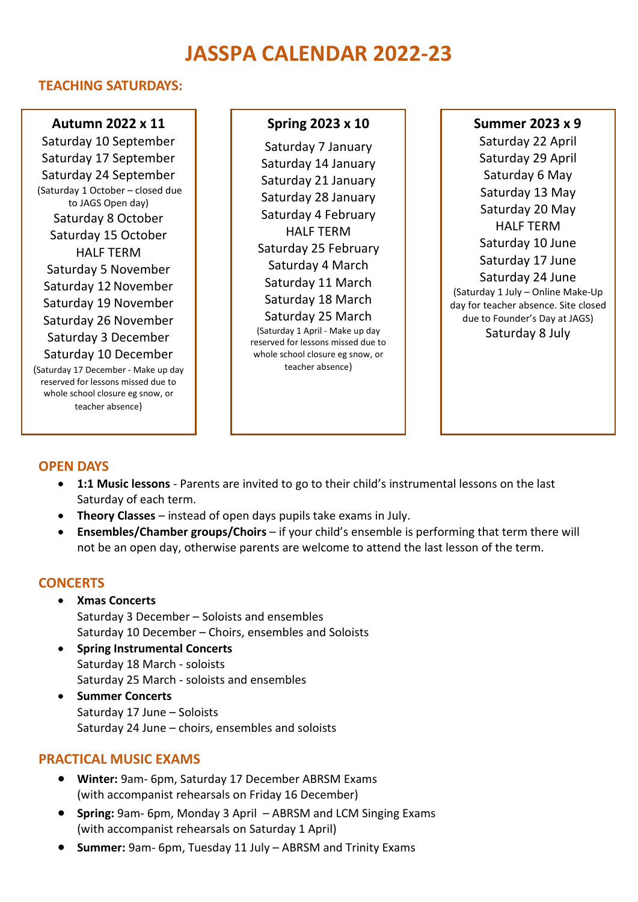# JASSPA CALENDAR 2022-23

## TEACHING SATURDAYS:

### Autumn 2022 x 11

Saturday 10 September
Saturday 17 September
Saturday 24 September
(Saturday 1 October – closed due to JAGS Open day)
Saturday 8 October
Saturday 15 October
HALF TERM
Saturday 5 November
Saturday 12 November
Saturday 19 November
Saturday 26 November
Saturday 3 December
Saturday 10 December
(Saturday 17 December - Make up day reserved for lessons missed due to whole school closure eg snow, or teacher absence)

### Spring 2023 x 10

Saturday 7 January
Saturday 14 January
Saturday 21 January
Saturday 28 January
Saturday 4 February
HALF TERM
Saturday 25 February
Saturday 4 March
Saturday 11 March
Saturday 18 March
Saturday 25 March
(Saturday 1 April - Make up day reserved for lessons missed due to whole school closure eg snow, or teacher absence)

### Summer 2023 x 9

Saturday 22 April
Saturday 29 April
Saturday 6 May
Saturday 13 May
Saturday 20 May
HALF TERM
Saturday 10 June
Saturday 17 June
Saturday 24 June
(Saturday 1 July – Online Make-Up day for teacher absence. Site closed due to Founder's Day at JAGS)
Saturday 8 July

## OPEN DAYS

- **1:1 Music lessons** - Parents are invited to go to their child's instrumental lessons on the last Saturday of each term.
- **Theory Classes** – instead of open days pupils take exams in July.
- **Ensembles/Chamber groups/Choirs** – if your child's ensemble is performing that term there will not be an open day, otherwise parents are welcome to attend the last lesson of the term.

## CONCERTS

- **Xmas Concerts**
  Saturday 3 December – Soloists and ensembles
  Saturday 10 December – Choirs, ensembles and Soloists
- **Spring Instrumental Concerts**
  Saturday 18 March - soloists
  Saturday 25 March - soloists and ensembles
- **Summer Concerts**
  Saturday 17 June – Soloists
  Saturday 24 June – choirs, ensembles and soloists

## PRACTICAL MUSIC EXAMS

- **Winter:** 9am- 6pm, Saturday 17 December ABRSM Exams
  (with accompanist rehearsals on Friday 16 December)
- **Spring:** 9am- 6pm, Monday 3 April – ABRSM and LCM Singing Exams
  (with accompanist rehearsals on Saturday 1 April)
- **Summer:** 9am- 6pm, Tuesday 11 July – ABRSM and Trinity Exams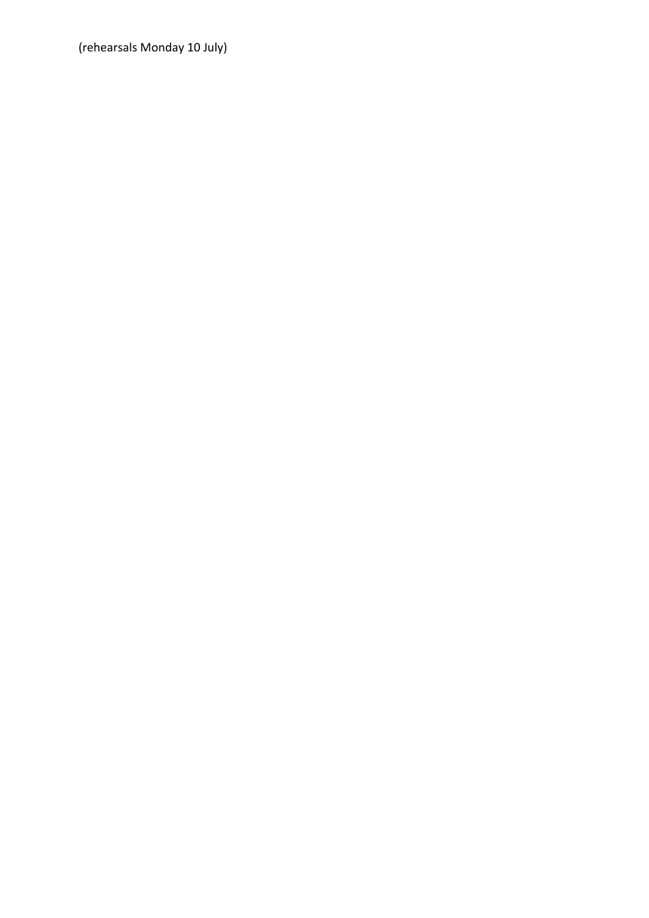(rehearsals Monday 10 July)